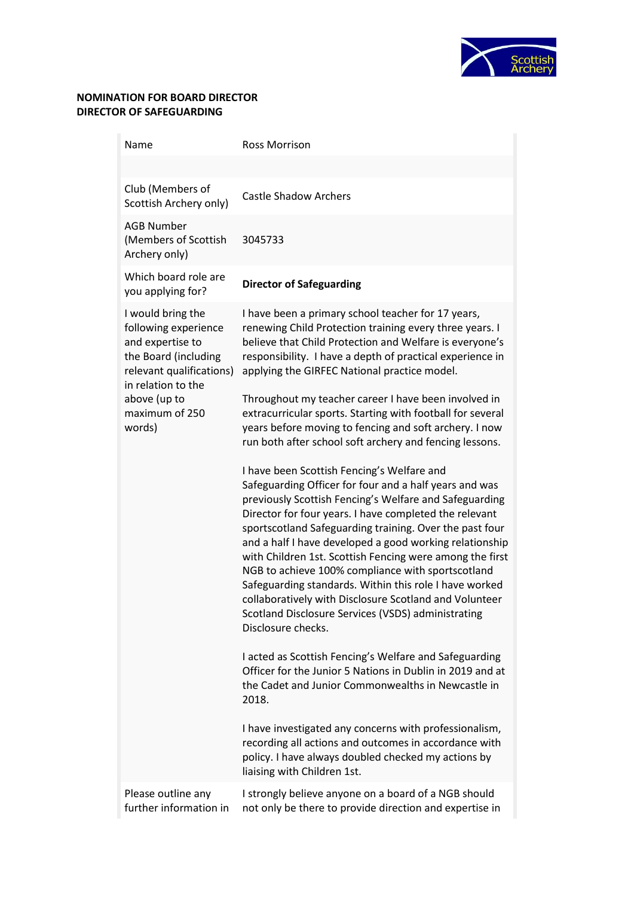**NOMINATION FOR BOARD DIRECTOR**
**DIRECTOR OF SAFEGUARDING**

| | |
|---|---|
| Name | Ross Morrison |
| | |
| Club (Members of Scottish Archery only) | Castle Shadow Archers |
| AGB Number (Members of Scottish Archery only) | 3045733 |
| Which board role are you applying for? | **Director of Safeguarding** |
| I would bring the following experience and expertise to the Board (including relevant qualifications) in relation to the above (up to maximum of 250 words) | I have been a primary school teacher for 17 years, renewing Child Protection training every three years. I believe that Child Protection and Welfare is everyone's responsibility. I have a depth of practical experience in applying the GIRFEC National practice model.<br><br>Throughout my teacher career I have been involved in extracurricular sports. Starting with football for several years before moving to fencing and soft archery. I now run both after school soft archery and fencing lessons.<br><br>I have been Scottish Fencing's Welfare and Safeguarding Officer for four and a half years and was previously Scottish Fencing's Welfare and Safeguarding Director for four years. I have completed the relevant sportscotland Safeguarding training. Over the past four and a half I have developed a good working relationship with Children 1st. Scottish Fencing were among the first NGB to achieve 100% compliance with sportscotland Safeguarding standards. Within this role I have worked collaboratively with Disclosure Scotland and Volunteer Scotland Disclosure Services (VSDS) administrating Disclosure checks.<br><br>I acted as Scottish Fencing's Welfare and Safeguarding Officer for the Junior 5 Nations in Dublin in 2019 and at the Cadet and Junior Commonwealths in Newcastle in 2018.<br><br>I have investigated any concerns with professionalism, recording all actions and outcomes in accordance with policy. I have always doubled checked my actions by liaising with Children 1st. |
| Please outline any further information in | I strongly believe anyone on a board of a NGB should not only be there to provide direction and expertise in |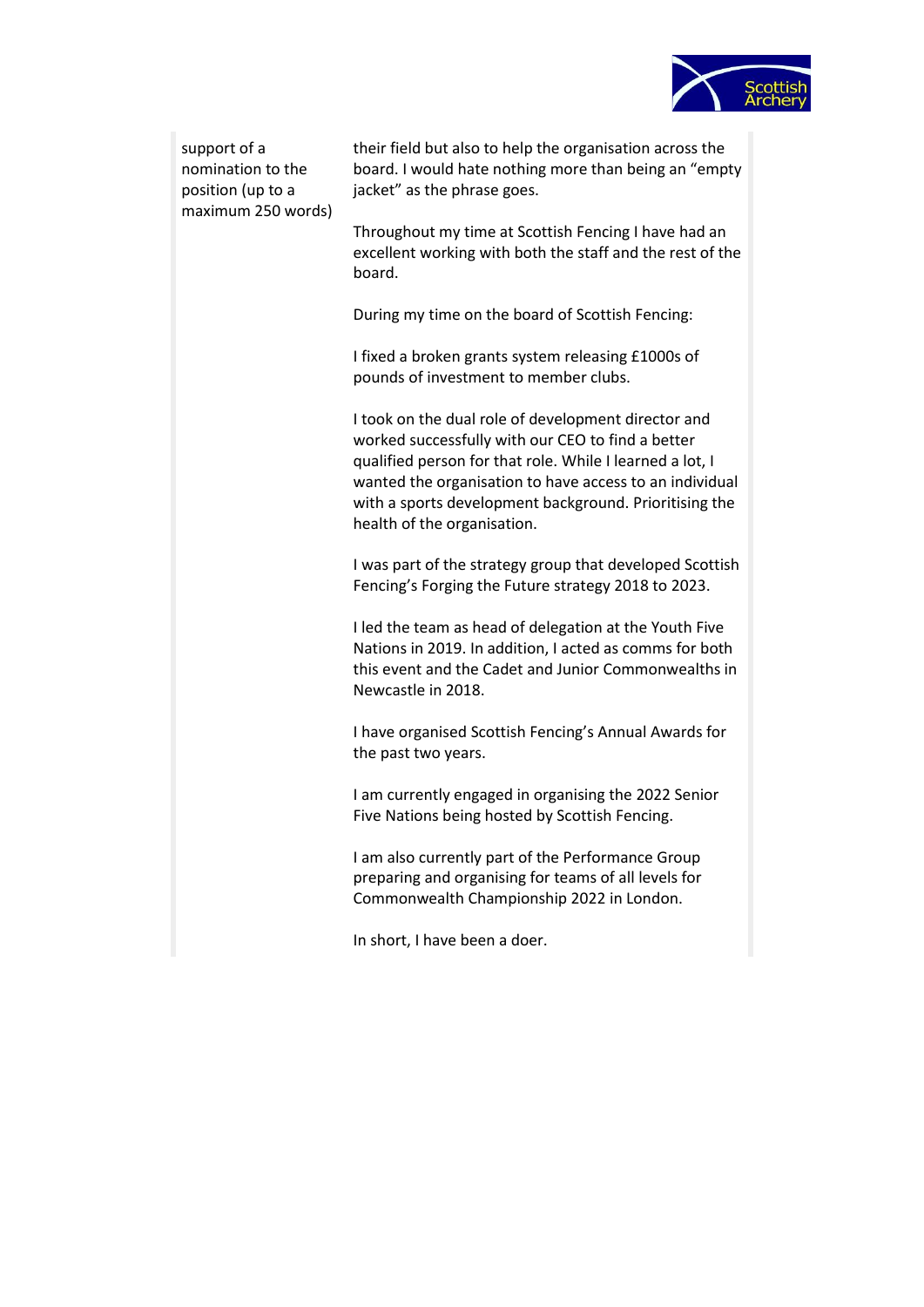| | |
|---|---|
| support of a nomination to the position (up to a maximum 250 words) | their field but also to help the organisation across the board. I would hate nothing more than being an "empty jacket" as the phrase goes.<br><br>Throughout my time at Scottish Fencing I have had an excellent working with both the staff and the rest of the board.<br><br>During my time on the board of Scottish Fencing:<br><br>I fixed a broken grants system releasing £1000s of pounds of investment to member clubs.<br><br>I took on the dual role of development director and worked successfully with our CEO to find a better qualified person for that role. While I learned a lot, I wanted the organisation to have access to an individual with a sports development background. Prioritising the health of the organisation.<br><br>I was part of the strategy group that developed Scottish Fencing's Forging the Future strategy 2018 to 2023.<br><br>I led the team as head of delegation at the Youth Five Nations in 2019. In addition, I acted as comms for both this event and the Cadet and Junior Commonwealths in Newcastle in 2018.<br><br>I have organised Scottish Fencing's Annual Awards for the past two years.<br><br>I am currently engaged in organising the 2022 Senior Five Nations being hosted by Scottish Fencing.<br><br>I am also currently part of the Performance Group preparing and organising for teams of all levels for Commonwealth Championship 2022 in London.<br><br>In short, I have been a doer. |